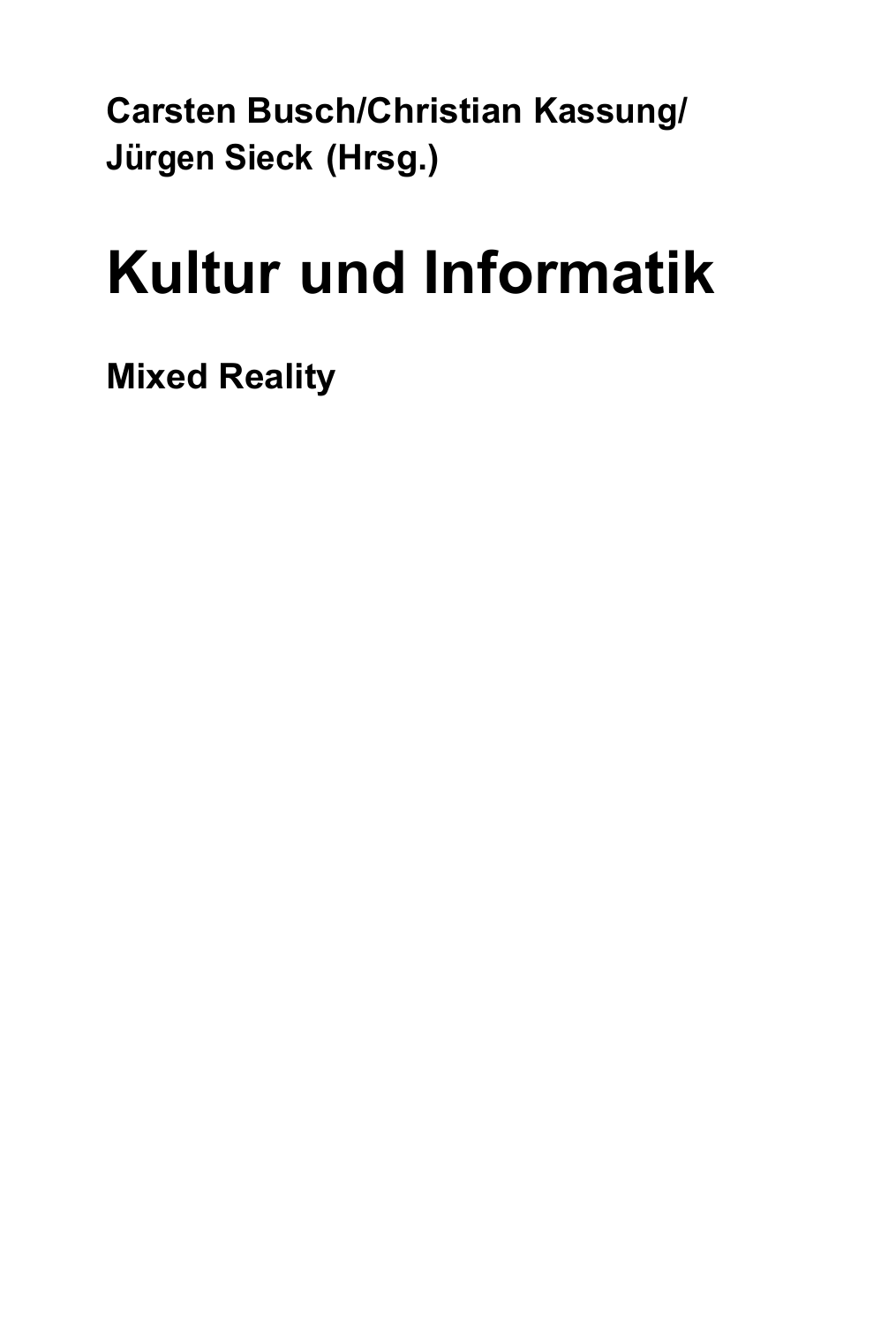**Carsten Busch/Christian Kassung/**
**Jürgen Sieck (Hrsg.)**

# Kultur und Informatik

**Mixed Reality**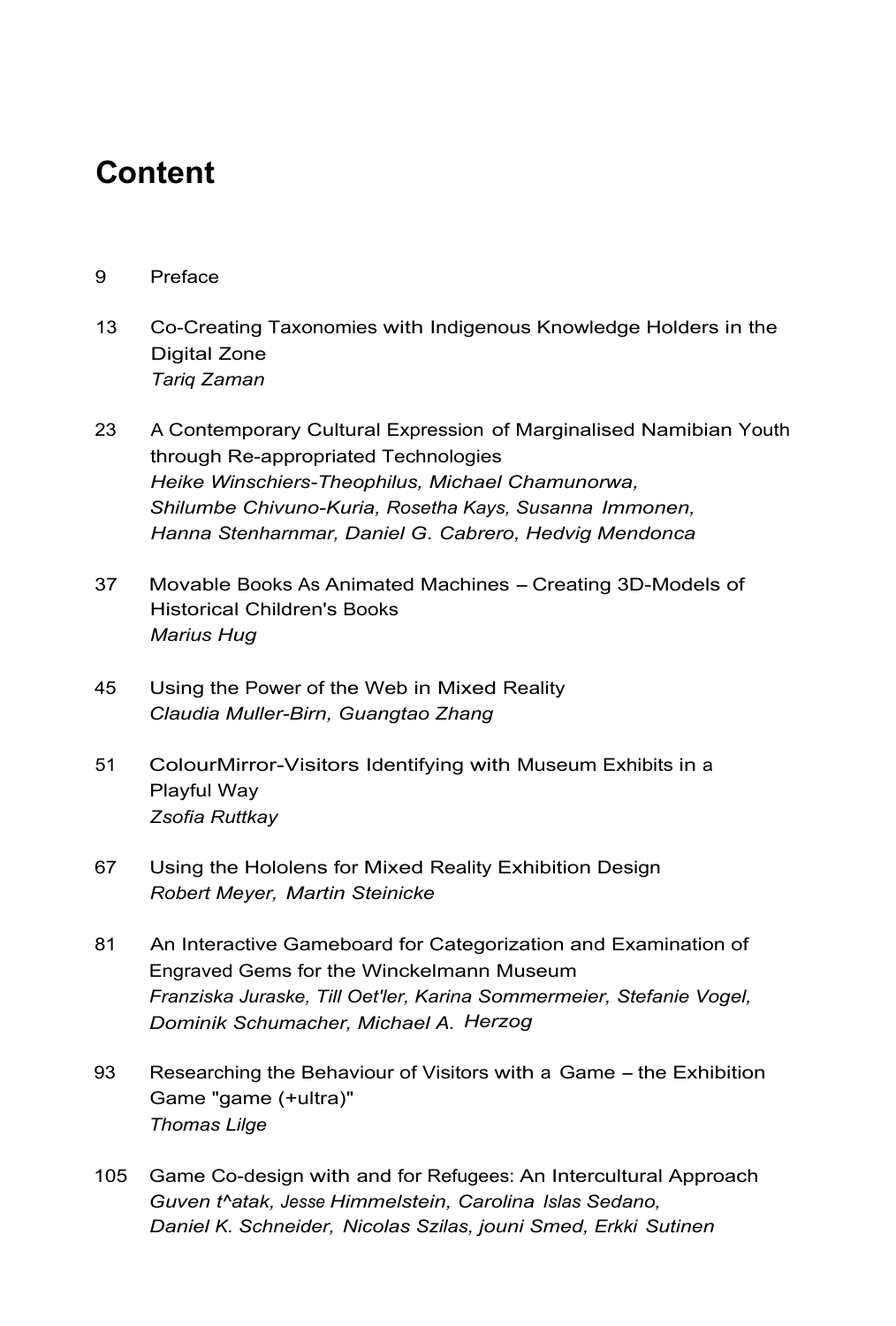# Content

9 Preface

13 Co-Creating Taxonomies with Indigenous Knowledge Holders in the Digital Zone
*Tariq Zaman*

23 A Contemporary Cultural Expression of Marginalised Namibian Youth through Re-appropriated Technologies
*Heike Winschiers-Theophilus, Michael Chamunorwa, Shilumbe Chivuno-Kuria, Rosetha Kays, Susanna Immonen, Hanna Stenharnmar, Daniel G. Cabrero, Hedvig Mendonca*

37 Movable Books As Animated Machines – Creating 3D-Models of Historical Children's Books
*Marius Hug*

45 Using the Power of the Web in Mixed Reality
*Claudia Muller-Birn, Guangtao Zhang*

51 ColourMirror-Visitors Identifying with Museum Exhibits in a Playful Way
*Zsofia Ruttkay*

67 Using the Hololens for Mixed Reality Exhibition Design
*Robert Meyer, Martin Steinicke*

81 An Interactive Gameboard for Categorization and Examination of Engraved Gems for the Winckelmann Museum
*Franziska Juraske, Till Oet'ler, Karina Sommermeier, Stefanie Vogel, Dominik Schumacher, Michael A. Herzog*

93 Researching the Behaviour of Visitors with a Game – the Exhibition Game "game (+ultra)"
*Thomas Lilge*

105 Game Co-design with and for Refugees: An Intercultural Approach
*Guven t^atak, Jesse Himmelstein, Carolina Islas Sedano, Daniel K. Schneider, Nicolas Szilas, jouni Smed, Erkki Sutinen*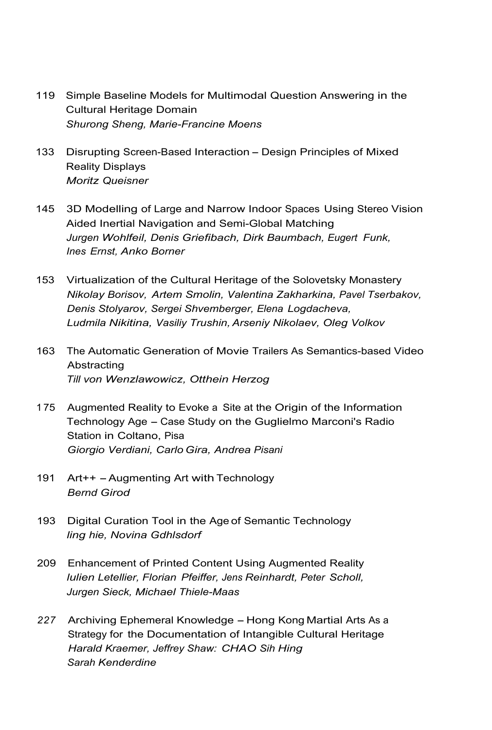119 Simple Baseline Models for Multimodal Question Answering in the Cultural Heritage Domain
*Shurong Sheng, Marie-Francine Moens*

133 Disrupting Screen-Based Interaction – Design Principles of Mixed Reality Displays
*Moritz Queisner*

145 3D Modelling of Large and Narrow Indoor Spaces Using Stereo Vision Aided Inertial Navigation and Semi-Global Matching
*Jurgen Wohlfeil, Denis Griefibach, Dirk Baumbach, Eugert Funk, Ines Ernst, Anko Borner*

153 Virtualization of the Cultural Heritage of the Solovetsky Monastery
*Nikolay Borisov, Artem Smolin, Valentina Zakharkina, Pavel Tserbakov, Denis Stolyarov, Sergei Shvemberger, Elena Logdacheva, Ludmila Nikitina, Vasiliy Trushin, Arseniy Nikolaev, Oleg Volkov*

163 The Automatic Generation of Movie Trailers As Semantics-based Video Abstracting
*Till von Wenzlawowicz, Otthein Herzog*

175 Augmented Reality to Evoke a Site at the Origin of the Information Technology Age – Case Study on the Guglielmo Marconi's Radio Station in Coltano, Pisa
*Giorgio Verdiani, Carlo Gira, Andrea Pisani*

191 Art++ – Augmenting Art with Technology
*Bernd Girod*

193 Digital Curation Tool in the Age of Semantic Technology
*ling hie, Novina Gdhlsdorf*

209 Enhancement of Printed Content Using Augmented Reality
*Iulien Letellier, Florian Pfeiffer, Jens Reinhardt, Peter Scholl, Jurgen Sieck, Michael Thiele-Maas*

227 Archiving Ephemeral Knowledge – Hong Kong Martial Arts As a Strategy for the Documentation of Intangible Cultural Heritage
*Harald Kraemer, Jeffrey Shaw: CHAO Sih Hing Sarah Kenderdine*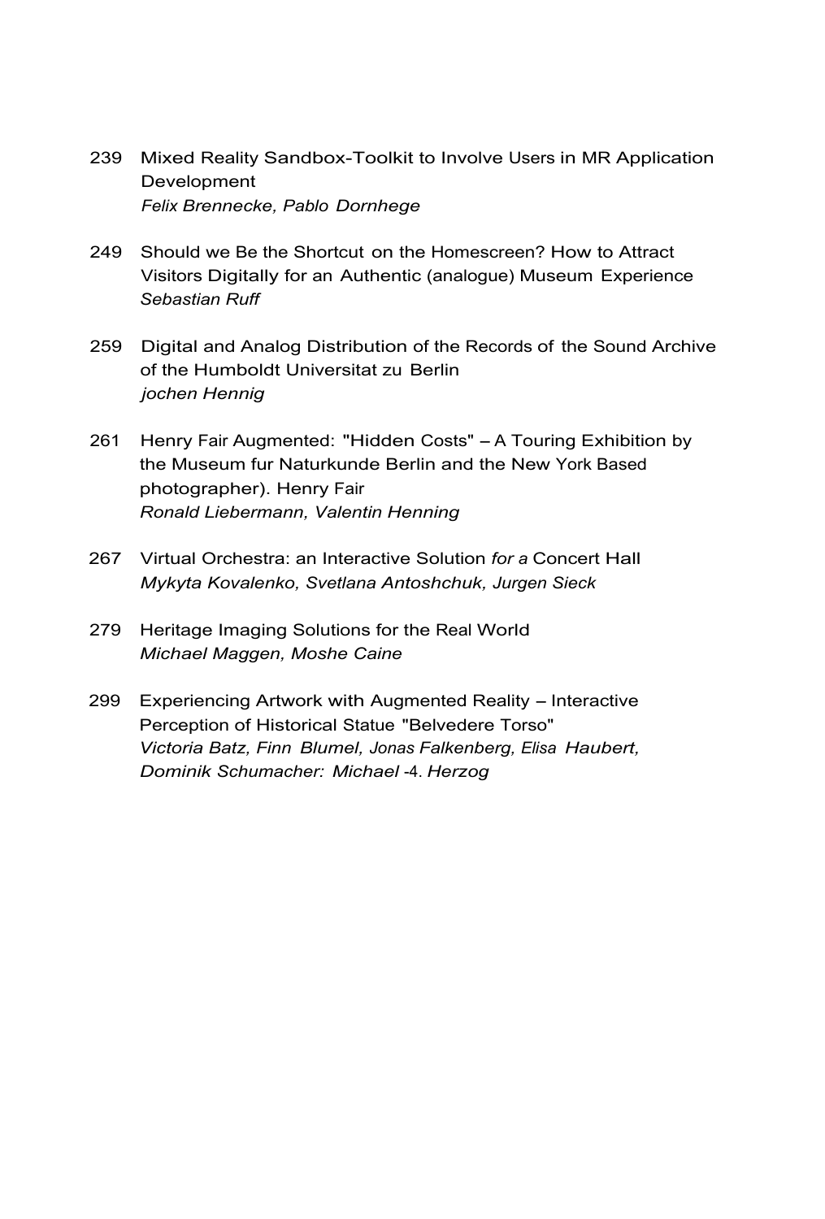239 Mixed Reality Sandbox-Toolkit to Involve Users in MR Application Development
*Felix Brennecke, Pablo Dornhege*

249 Should we Be the Shortcut on the Homescreen? How to Attract Visitors Digitally for an Authentic (analogue) Museum Experience
*Sebastian Ruff*

259 Digital and Analog Distribution of the Records of the Sound Archive of the Humboldt Universitat zu Berlin
*jochen Hennig*

261 Henry Fair Augmented: "Hidden Costs" – A Touring Exhibition by the Museum fur Naturkunde Berlin and the New York Based photographer). Henry Fair
*Ronald Liebermann, Valentin Henning*

267 Virtual Orchestra: an Interactive Solution *for a* Concert Hall
*Mykyta Kovalenko, Svetlana Antoshchuk, Jurgen Sieck*

279 Heritage Imaging Solutions for the Real World
*Michael Maggen, Moshe Caine*

299 Experiencing Artwork with Augmented Reality – Interactive Perception of Historical Statue "Belvedere Torso"
*Victoria Batz, Finn Blumel, Jonas Falkenberg, Elisa Haubert, Dominik Schumacher: Michael* -4. *Herzog*